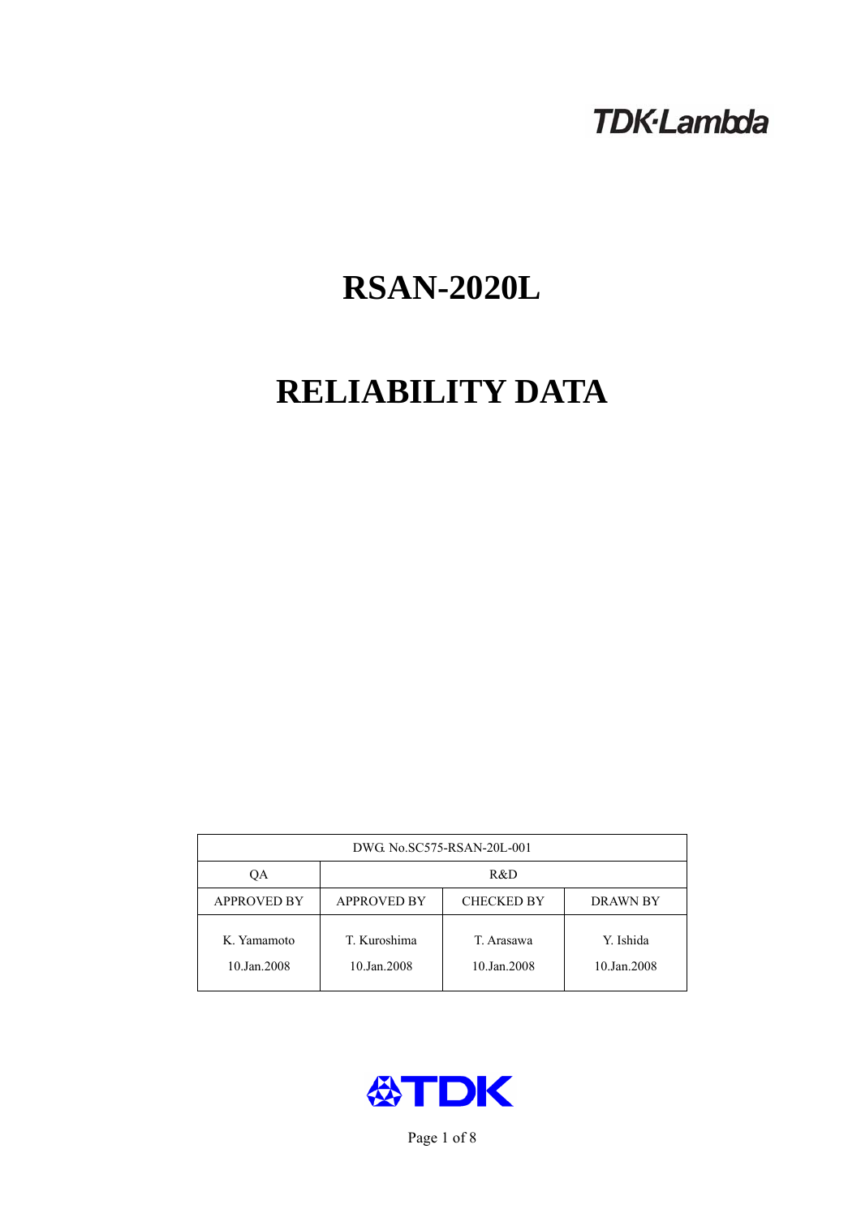TDK·Lambda

# RSAN-2020L

# RELIABILITY DATA

| DWG. No.SC575-RSAN-20L-001 | | | |
|---|---|---|---|
| QA | R&D | | |
| APPROVED BY | APPROVED BY | CHECKED BY | DRAWN BY |
| K. Yamamoto<br>10.Jan.2008 | T. Kuroshima<br>10.Jan.2008 | T. Arasawa<br>10.Jan.2008 | Y. Ishida<br>10.Jan.2008 |

TDK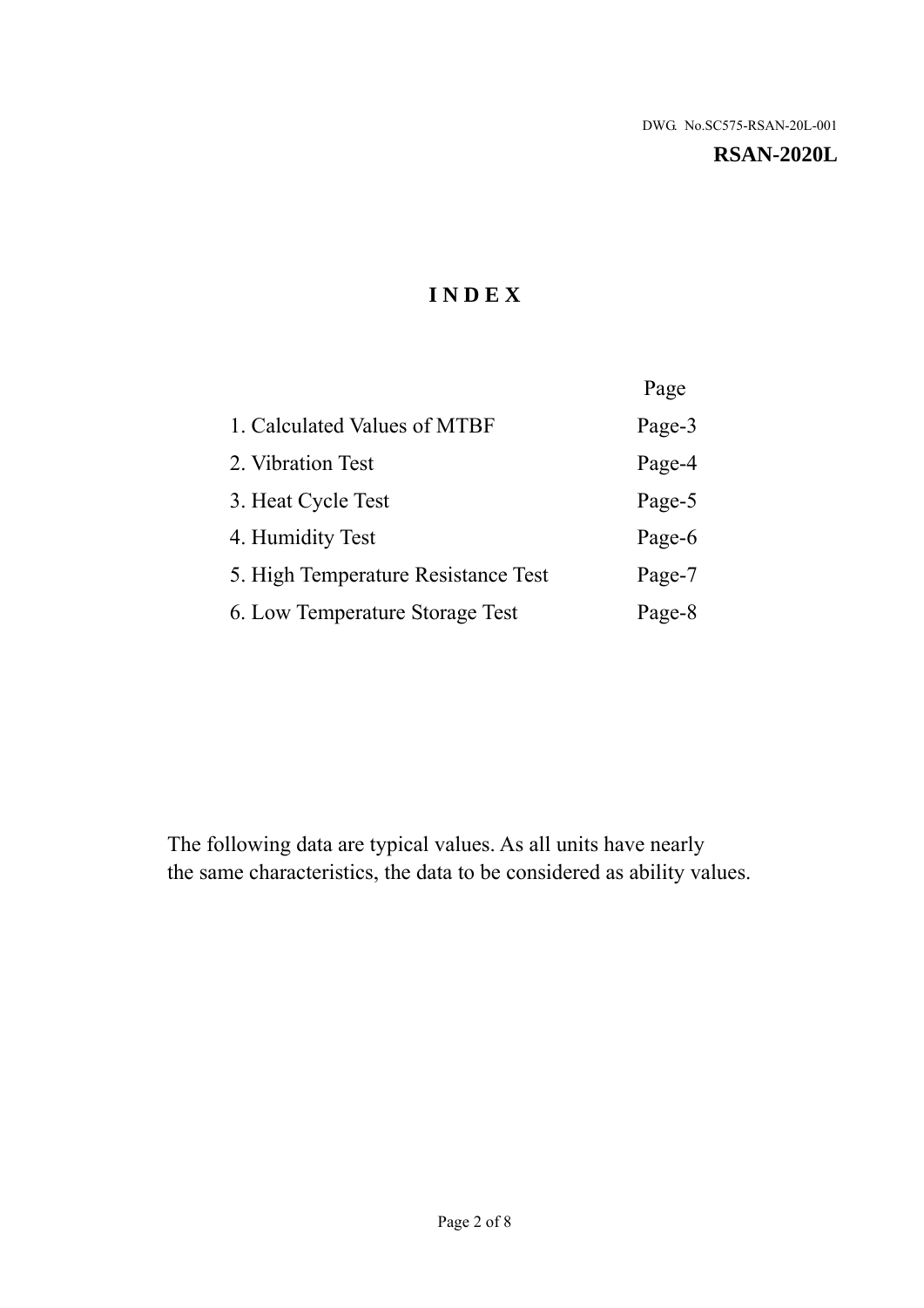DWG. No.SC575-RSAN-20L-001

**RSAN-2020L**

# INDEX

| | Page |
|---|---|
| 1. Calculated Values of MTBF | Page-3 |
| 2. Vibration Test | Page-4 |
| 3. Heat Cycle Test | Page-5 |
| 4. Humidity Test | Page-6 |
| 5. High Temperature Resistance Test | Page-7 |
| 6. Low Temperature Storage Test | Page-8 |

The following data are typical values. As all units have nearly the same characteristics, the data to be considered as ability values.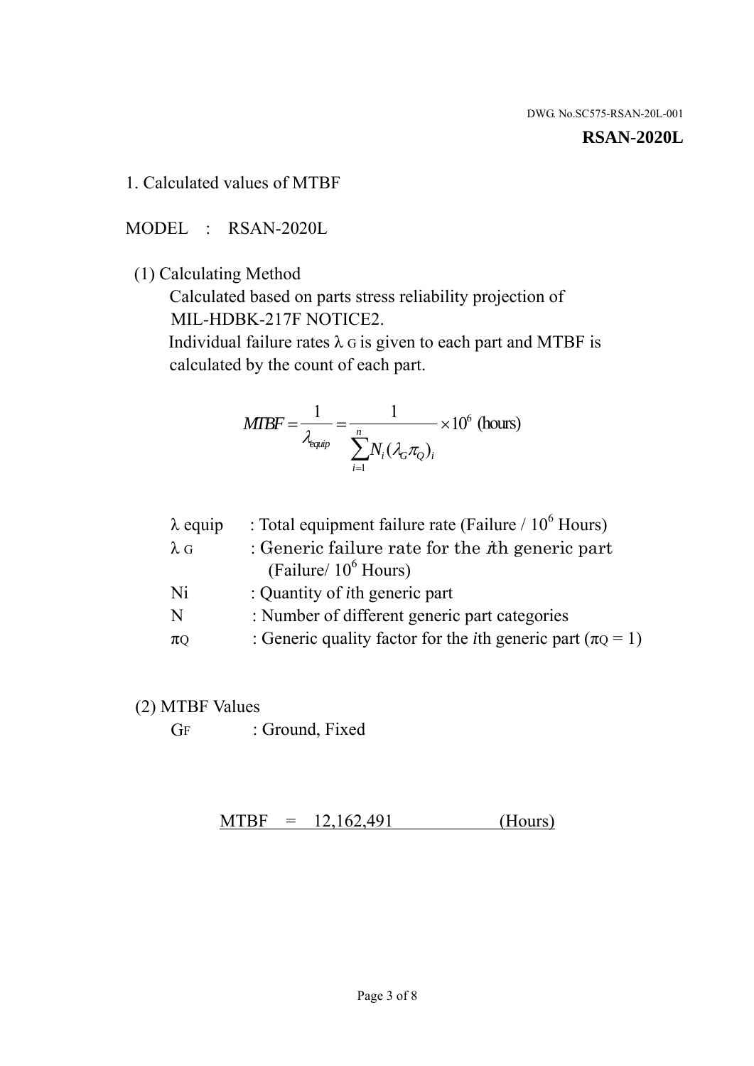DWG. No.SC575-RSAN-20L-001

**RSAN-2020L**

## 1. Calculated values of MTBF

MODEL : RSAN-2020L

(1) Calculating Method

Calculated based on parts stress reliability projection of MIL-HDBK-217F NOTICE2.

Individual failure rates $\lambda_G$ is given to each part and MTBF is calculated by the count of each part.

$$MTBF = \frac{1}{\lambda_{equip}} = \frac{1}{\sum_{i=1}^{n} N_i(\lambda_G \pi_Q)_i} \times 10^6 \text{ (hours)}$$

| | |
|---|---|
| $\lambda$ equip | : Total equipment failure rate (Failure / $10^6$ Hours) |
| $\lambda_G$ | : Generic failure rate for the *i*th generic part (Failure/ $10^6$ Hours) |
| Ni | : Quantity of *i*th generic part |
| N | : Number of different generic part categories |
| $\pi_Q$ | : Generic quality factor for the *i*th generic part ($\pi_Q = 1$) |

(2) MTBF Values

$G_F$ : Ground, Fixed

MTBF = 12,162,491 (Hours)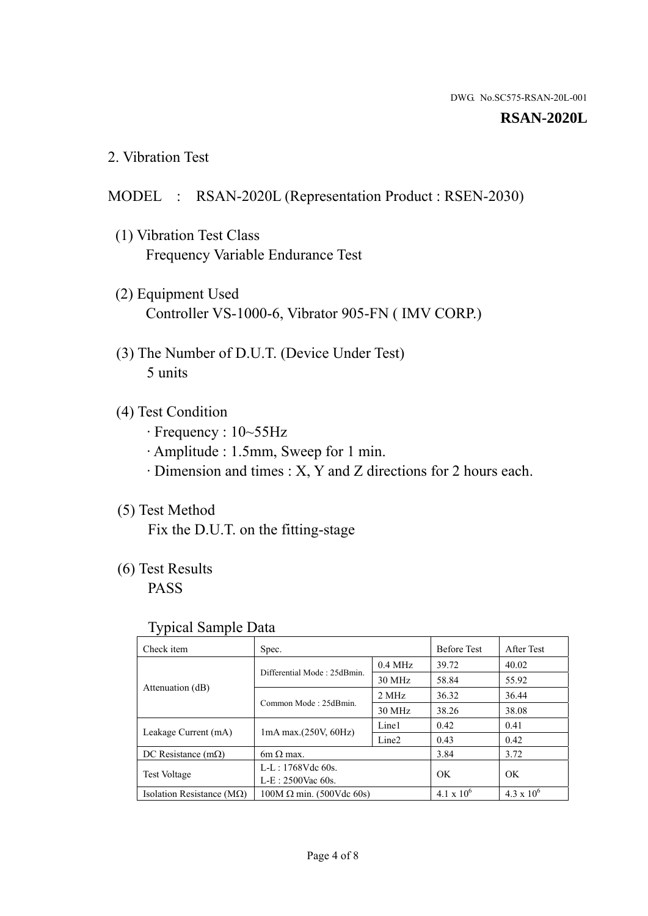DWG. No.SC575-RSAN-20L-001

**RSAN-2020L**

## 2. Vibration Test

MODEL : RSAN-2020L (Representation Product : RSEN-2030)

(1) Vibration Test Class
Frequency Variable Endurance Test

(2) Equipment Used
Controller VS-1000-6, Vibrator 905-FN ( IMV CORP.)

(3) The Number of D.U.T. (Device Under Test)
5 units

(4) Test Condition
· Frequency : 10~55Hz
· Amplitude : 1.5mm, Sweep for 1 min.
· Dimension and times : X, Y and Z directions for 2 hours each.

(5) Test Method
Fix the D.U.T. on the fitting-stage

(6) Test Results
PASS

Typical Sample Data

| Check item | Spec. | | Before Test | After Test |
|---|---|---|---|---|
| Attenuation (dB) | Differential Mode : 25dBmin. | 0.4 MHz | 39.72 | 40.02 |
| | | 30 MHz | 58.84 | 55.92 |
| | Common Mode : 25dBmin. | 2 MHz | 36.32 | 36.44 |
| | | 30 MHz | 38.26 | 38.08 |
| Leakage Current (mA) | 1mA max.(250V, 60Hz) | Line1 | 0.42 | 0.41 |
| | | Line2 | 0.43 | 0.42 |
| DC Resistance (mΩ) | 6m Ω max. | | 3.84 | 3.72 |
| Test Voltage | L-L : 1768Vdc 60s.<br>L-E : 2500Vac 60s. | | OK | OK |
| Isolation Resistance (MΩ) | 100M Ω min. (500Vdc 60s) | | $4.1 \times 10^6$ | $4.3 \times 10^6$ |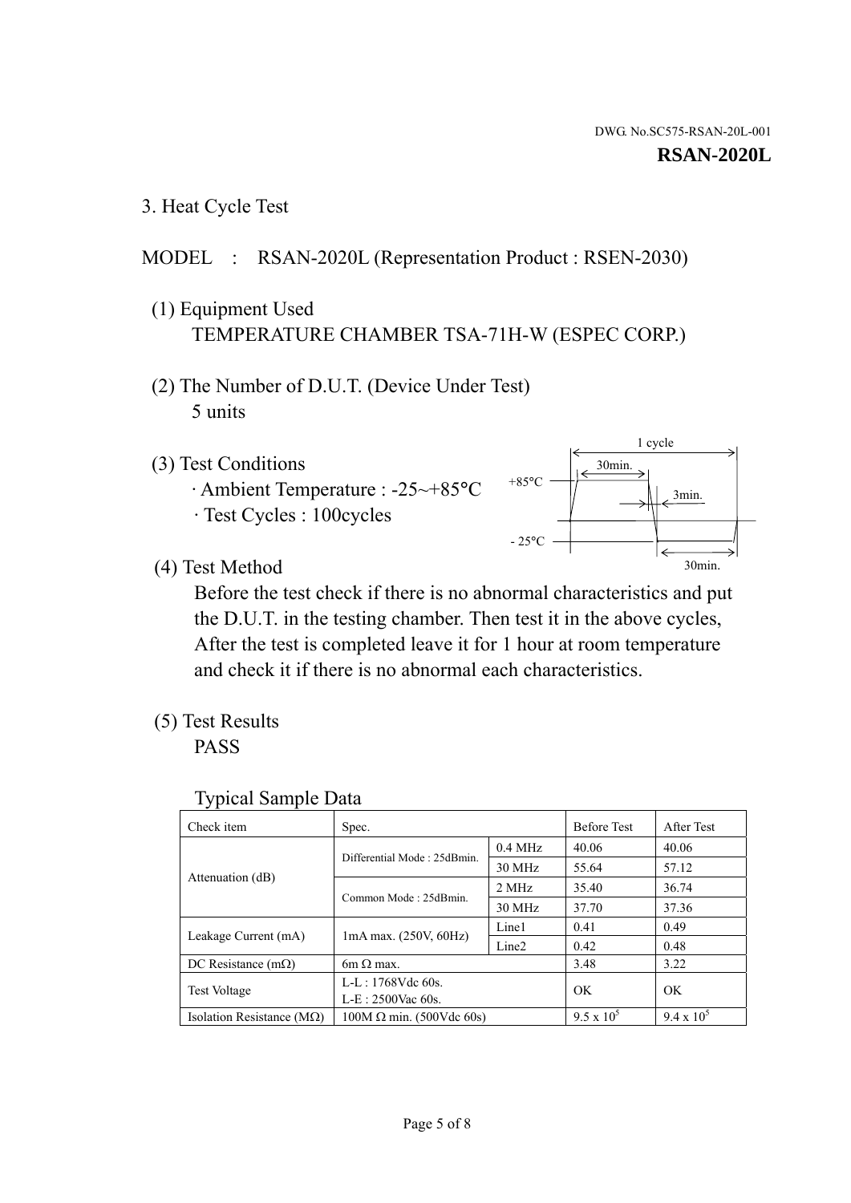DWG. No.SC575-RSAN-20L-001

**RSAN-2020L**

## 3. Heat Cycle Test

MODEL : RSAN-2020L (Representation Product : RSEN-2030)

(1) Equipment Used
TEMPERATURE CHAMBER TSA-71H-W (ESPEC CORP.)

(2) The Number of D.U.T. (Device Under Test)
5 units

(3) Test Conditions
· Ambient Temperature : -25~+85°C
· Test Cycles : 100cycles

1 cycle
30min.
+85°C
3min.
- 25°C
30min.

(4) Test Method
Before the test check if there is no abnormal characteristics and put the D.U.T. in the testing chamber. Then test it in the above cycles, After the test is completed leave it for 1 hour at room temperature and check it if there is no abnormal each characteristics.

(5) Test Results
PASS

Typical Sample Data

| Check item | Spec. | | Before Test | After Test |
|---|---|---|---|---|
| Attenuation (dB) | Differential Mode : 25dBmin. | 0.4 MHz | 40.06 | 40.06 |
| | | 30 MHz | 55.64 | 57.12 |
| | Common Mode : 25dBmin. | 2 MHz | 35.40 | 36.74 |
| | | 30 MHz | 37.70 | 37.36 |
| Leakage Current (mA) | 1mA max. (250V, 60Hz) | Line1 | 0.41 | 0.49 |
| | | Line2 | 0.42 | 0.48 |
| DC Resistance (mΩ) | 6m Ω max. | | 3.48 | 3.22 |
| Test Voltage | L-L : 1768Vdc 60s.<br>L-E : 2500Vac 60s. | | OK | OK |
| Isolation Resistance (MΩ) | 100M Ω min. (500Vdc 60s) | | $9.5 \times 10^5$ | $9.4 \times 10^5$ |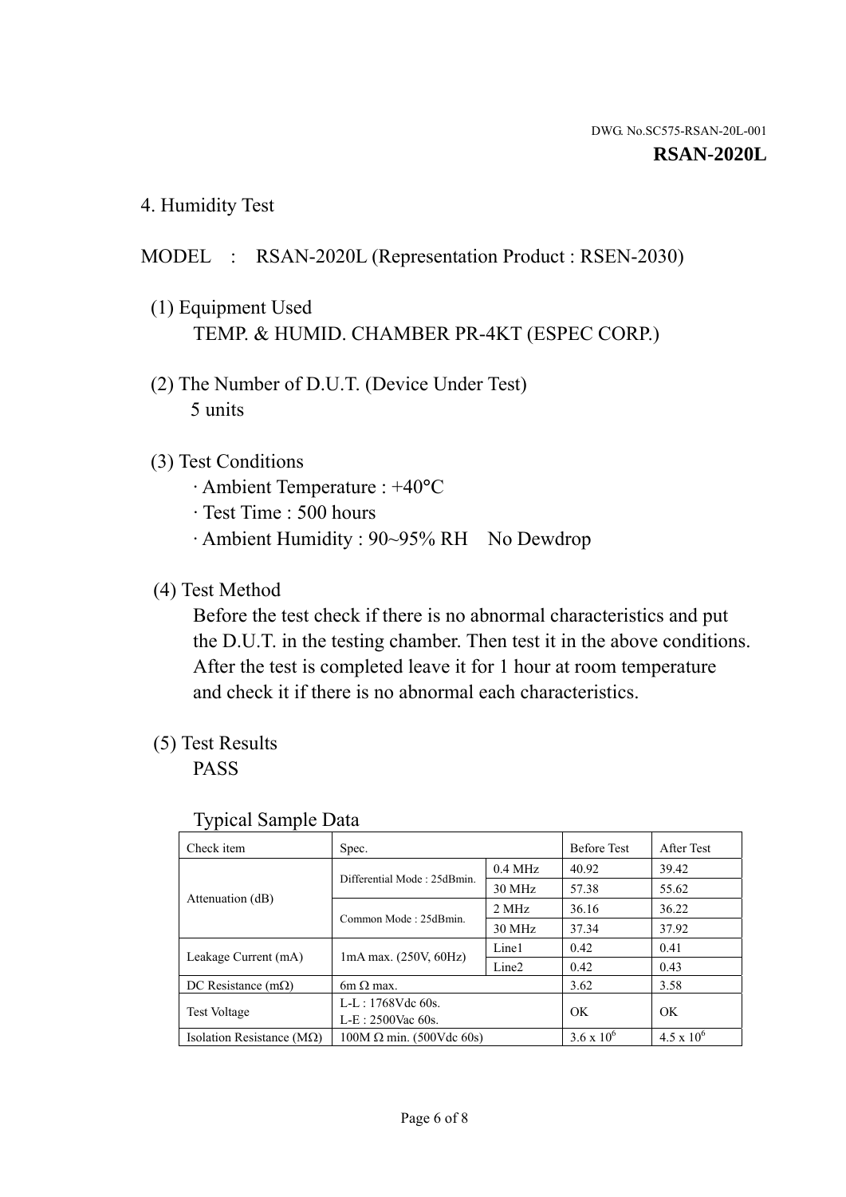DWG. No.SC575-RSAN-20L-001

**RSAN-2020L**

## 4. Humidity Test

MODEL : RSAN-2020L (Representation Product : RSEN-2030)

(1) Equipment Used

TEMP. & HUMID. CHAMBER PR-4KT (ESPEC CORP.)

(2) The Number of D.U.T. (Device Under Test)

5 units

(3) Test Conditions

· Ambient Temperature : +40°C

· Test Time : 500 hours

· Ambient Humidity : 90~95% RH No Dewdrop

(4) Test Method

Before the test check if there is no abnormal characteristics and put the D.U.T. in the testing chamber. Then test it in the above conditions. After the test is completed leave it for 1 hour at room temperature and check it if there is no abnormal each characteristics.

(5) Test Results

PASS

Typical Sample Data

| Check item | Spec. | | Before Test | After Test |
|---|---|---|---|---|
| Attenuation (dB) | Differential Mode : 25dBmin. | 0.4 MHz | 40.92 | 39.42 |
| | | 30 MHz | 57.38 | 55.62 |
| | Common Mode : 25dBmin. | 2 MHz | 36.16 | 36.22 |
| | | 30 MHz | 37.34 | 37.92 |
| Leakage Current (mA) | 1mA max. (250V, 60Hz) | Line1 | 0.42 | 0.41 |
| | | Line2 | 0.42 | 0.43 |
| DC Resistance (mΩ) | 6m Ω max. | | 3.62 | 3.58 |
| Test Voltage | L-L : 1768Vdc 60s.<br>L-E : 2500Vac 60s. | | OK | OK |
| Isolation Resistance (MΩ) | 100M Ω min. (500Vdc 60s) | | $3.6 \times 10^6$ | $4.5 \times 10^6$ |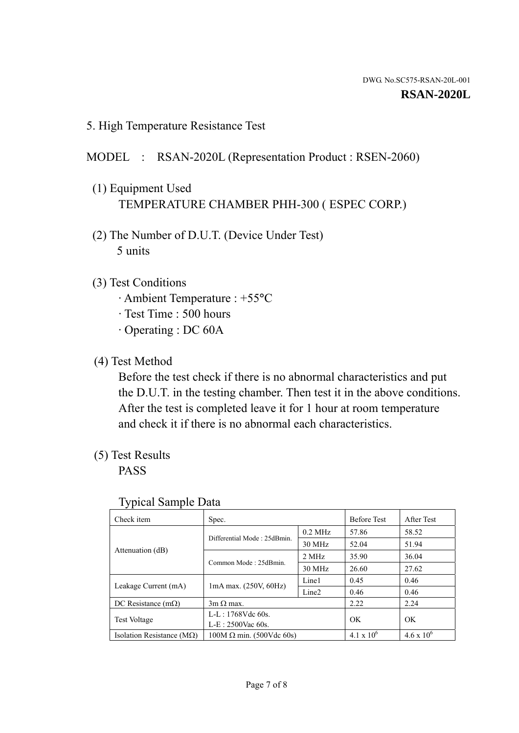DWG. No.SC575-RSAN-20L-001

**RSAN-2020L**

## 5. High Temperature Resistance Test

MODEL : RSAN-2020L (Representation Product : RSEN-2060)

(1) Equipment Used
TEMPERATURE CHAMBER PHH-300 ( ESPEC CORP.)

(2) The Number of D.U.T. (Device Under Test)
5 units

(3) Test Conditions
- Ambient Temperature : +55°C
- Test Time : 500 hours
- Operating : DC 60A

(4) Test Method
Before the test check if there is no abnormal characteristics and put the D.U.T. in the testing chamber. Then test it in the above conditions. After the test is completed leave it for 1 hour at room temperature and check it if there is no abnormal each characteristics.

(5) Test Results
PASS

Typical Sample Data

| Check item | Spec. | | Before Test | After Test |
|---|---|---|---|---|
| Attenuation (dB) | Differential Mode : 25dBmin. | 0.2 MHz | 57.86 | 58.52 |
| | | 30 MHz | 52.04 | 51.94 |
| | Common Mode : 25dBmin. | 2 MHz | 35.90 | 36.04 |
| | | 30 MHz | 26.60 | 27.62 |
| Leakage Current (mA) | 1mA max. (250V, 60Hz) | Line1 | 0.45 | 0.46 |
| | | Line2 | 0.46 | 0.46 |
| DC Resistance (mΩ) | 3m Ω max. | | 2.22 | 2.24 |
| Test Voltage | L-L : 1768Vdc 60s.<br>L-E : 2500Vac 60s. | | OK | OK |
| Isolation Resistance (MΩ) | 100M Ω min. (500Vdc 60s) | | $4.1 \times 10^6$ | $4.6 \times 10^6$ |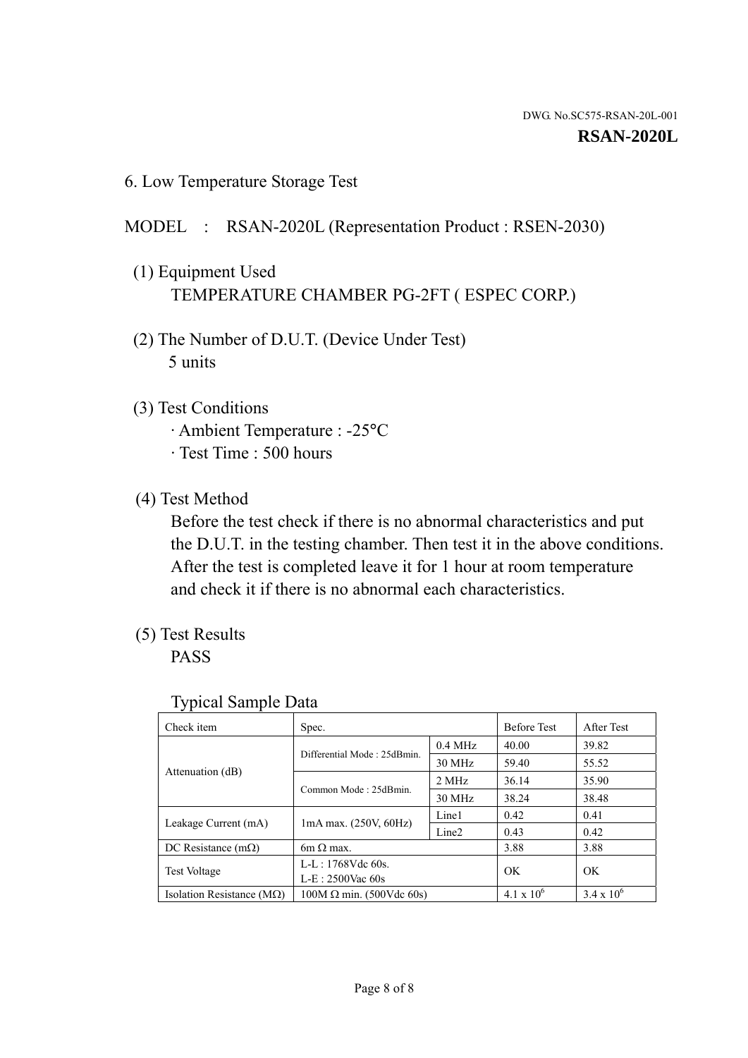DWG. No.SC575-RSAN-20L-001

**RSAN-2020L**

## 6. Low Temperature Storage Test

MODEL : RSAN-2020L (Representation Product : RSEN-2030)

(1) Equipment Used
TEMPERATURE CHAMBER PG-2FT ( ESPEC CORP.)

(2) The Number of D.U.T. (Device Under Test)
5 units

(3) Test Conditions
· Ambient Temperature : -25°C
· Test Time : 500 hours

(4) Test Method
Before the test check if there is no abnormal characteristics and put the D.U.T. in the testing chamber. Then test it in the above conditions. After the test is completed leave it for 1 hour at room temperature and check it if there is no abnormal each characteristics.

(5) Test Results
PASS

Typical Sample Data

| Check item | Spec. | | Before Test | After Test |
|---|---|---|---|---|
| Attenuation (dB) | Differential Mode : 25dBmin. | 0.4 MHz | 40.00 | 39.82 |
| | | 30 MHz | 59.40 | 55.52 |
| | Common Mode : 25dBmin. | 2 MHz | 36.14 | 35.90 |
| | | 30 MHz | 38.24 | 38.48 |
| Leakage Current (mA) | 1mA max. (250V, 60Hz) | Line1 | 0.42 | 0.41 |
| | | Line2 | 0.43 | 0.42 |
| DC Resistance (mΩ) | 6m Ω max. | | 3.88 | 3.88 |
| Test Voltage | L-L : 1768Vdc 60s.<br>L-E : 2500Vac 60s | | OK | OK |
| Isolation Resistance (MΩ) | 100M Ω min. (500Vdc 60s) | | $4.1 \times 10^6$ | $3.4 \times 10^6$ |